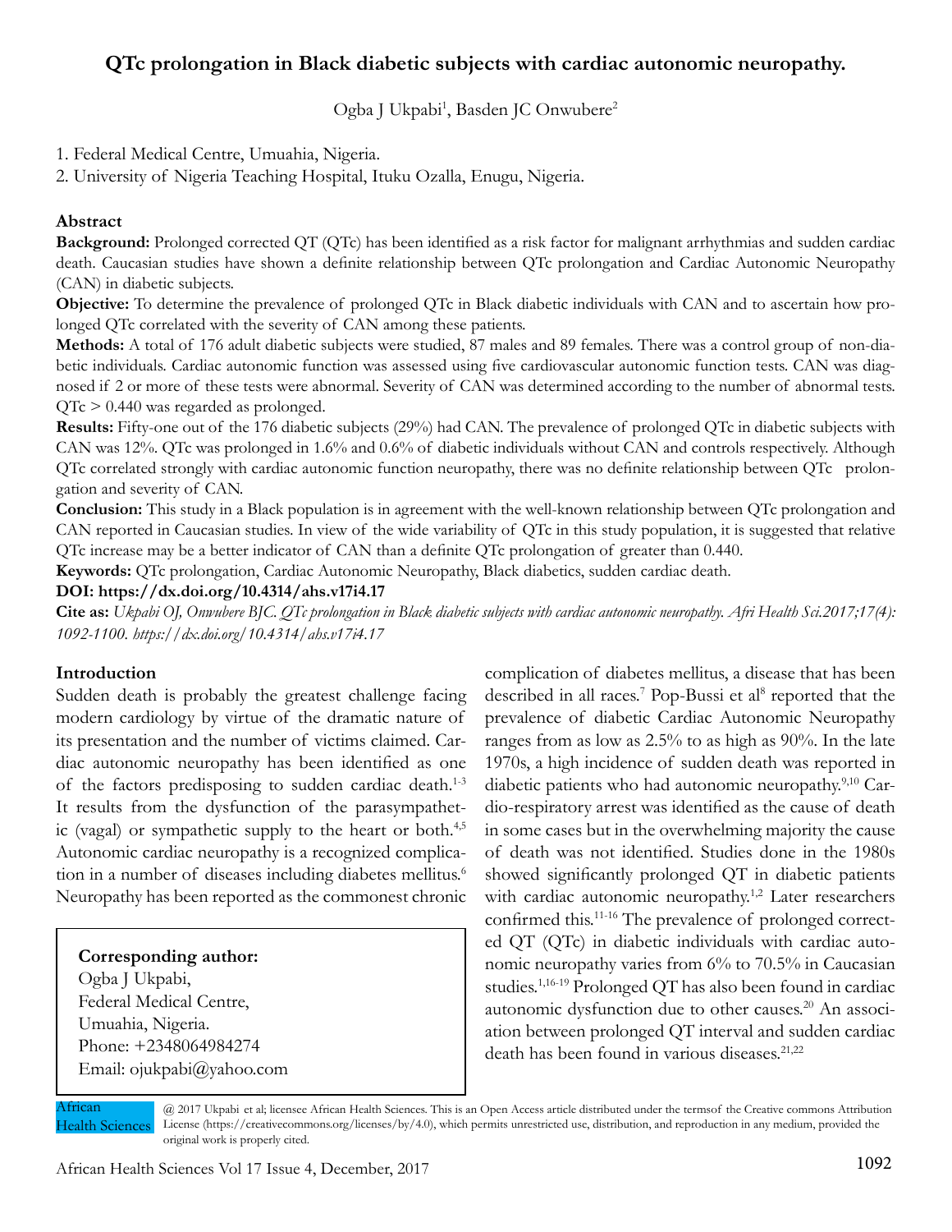# QTc prolongation in Black diabetic subjects with cardiac autonomic neuropathy.

Ogba J Ukpabi[1], Basden JC Onwubere[2]

1. Federal Medical Centre, Umuahia, Nigeria.
2. University of Nigeria Teaching Hospital, Ituku Ozalla, Enugu, Nigeria.

## Abstract

**Background:** Prolonged corrected QT (QTc) has been identified as a risk factor for malignant arrhythmias and sudden cardiac death. Caucasian studies have shown a definite relationship between QTc prolongation and Cardiac Autonomic Neuropathy (CAN) in diabetic subjects.

**Objective:** To determine the prevalence of prolonged QTc in Black diabetic individuals with CAN and to ascertain how prolonged QTc correlated with the severity of CAN among these patients.

**Methods:** A total of 176 adult diabetic subjects were studied, 87 males and 89 females. There was a control group of non-diabetic individuals. Cardiac autonomic function was assessed using five cardiovascular autonomic function tests. CAN was diagnosed if 2 or more of these tests were abnormal. Severity of CAN was determined according to the number of abnormal tests. QTc > 0.440 was regarded as prolonged.

**Results:** Fifty-one out of the 176 diabetic subjects (29%) had CAN. The prevalence of prolonged QTc in diabetic subjects with CAN was 12%. QTc was prolonged in 1.6% and 0.6% of diabetic individuals without CAN and controls respectively. Although QTc correlated strongly with cardiac autonomic function neuropathy, there was no definite relationship between QTc prolongation and severity of CAN.

**Conclusion:** This study in a Black population is in agreement with the well-known relationship between QTc prolongation and CAN reported in Caucasian studies. In view of the wide variability of QTc in this study population, it is suggested that relative QTc increase may be a better indicator of CAN than a definite QTc prolongation of greater than 0.440.

**Keywords:** QTc prolongation, Cardiac Autonomic Neuropathy, Black diabetics, sudden cardiac death.

**DOI: https://dx.doi.org/10.4314/ahs.v17i4.17**

**Cite as:** *Ukpabi OJ, Onwubere BJC. QTc prolongation in Black diabetic subjects with cardiac autonomic neuropathy. Afri Health Sci.2017;17(4): 1092-1100. https://dx.doi.org/10.4314/ahs.v17i4.17*

## Introduction

Sudden death is probably the greatest challenge facing modern cardiology by virtue of the dramatic nature of its presentation and the number of victims claimed. Cardiac autonomic neuropathy has been identified as one of the factors predisposing to sudden cardiac death.[1-3] It results from the dysfunction of the parasympathetic (vagal) or sympathetic supply to the heart or both.[4,5] Autonomic cardiac neuropathy is a recognized complication in a number of diseases including diabetes mellitus.[6] Neuropathy has been reported as the commonest chronic complication of diabetes mellitus, a disease that has been described in all races.[7] Pop-Bussi et al[8] reported that the prevalence of diabetic Cardiac Autonomic Neuropathy ranges from as low as 2.5% to as high as 90%. In the late 1970s, a high incidence of sudden death was reported in diabetic patients who had autonomic neuropathy.[9,10] Cardio-respiratory arrest was identified as the cause of death in some cases but in the overwhelming majority the cause of death was not identified. Studies done in the 1980s showed significantly prolonged QT in diabetic patients with cardiac autonomic neuropathy.[1,2] Later researchers confirmed this.[11-16] The prevalence of prolonged corrected QT (QTc) in diabetic individuals with cardiac autonomic neuropathy varies from 6% to 70.5% in Caucasian studies.[1,16-19] Prolonged QT has also been found in cardiac autonomic dysfunction due to other causes.[20] An association between prolonged QT interval and sudden cardiac death has been found in various diseases.[21,22]

**Corresponding author:**
Ogba J Ukpabi,
Federal Medical Centre,
Umuahia, Nigeria.
Phone: +2348064984274
Email: ojukpabi@yahoo.com

@ 2017 Ukpabi et al; licensee African Health Sciences. This is an Open Access article distributed under the termsof the Creative commons Attribution License (https://creativecommons.org/licenses/by/4.0), which permits unrestricted use, distribution, and reproduction in any medium, provided the original work is properly cited.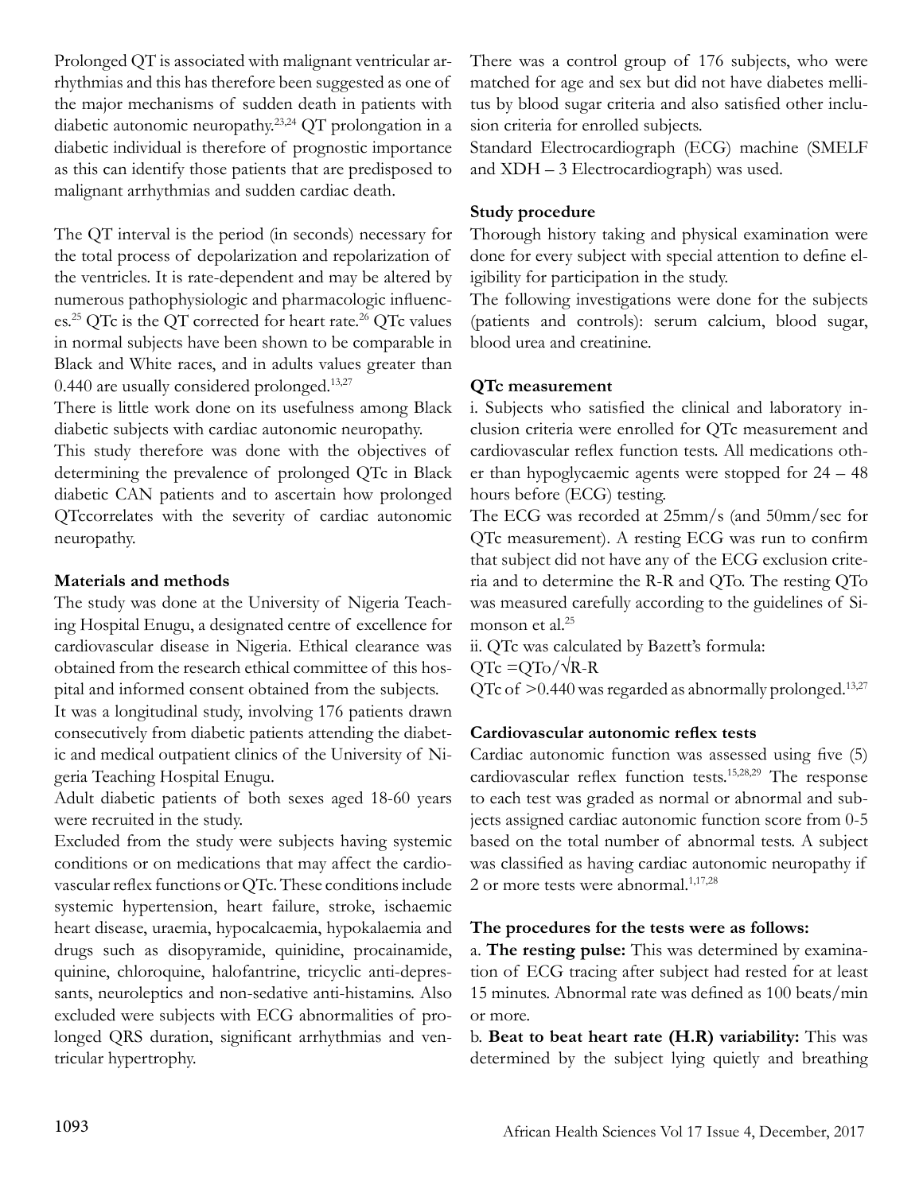Prolonged QT is associated with malignant ventricular arrhythmias and this has therefore been suggested as one of the major mechanisms of sudden death in patients with diabetic autonomic neuropathy.[23,24] QT prolongation in a diabetic individual is therefore of prognostic importance as this can identify those patients that are predisposed to malignant arrhythmias and sudden cardiac death.

The QT interval is the period (in seconds) necessary for the total process of depolarization and repolarization of the ventricles. It is rate-dependent and may be altered by numerous pathophysiologic and pharmacologic influences.[25] QTc is the QT corrected for heart rate.[26] QTc values in normal subjects have been shown to be comparable in Black and White races, and in adults values greater than 0.440 are usually considered prolonged.[13,27]

There is little work done on its usefulness among Black diabetic subjects with cardiac autonomic neuropathy.

This study therefore was done with the objectives of determining the prevalence of prolonged QTc in Black diabetic CAN patients and to ascertain how prolonged QTccorrelates with the severity of cardiac autonomic neuropathy.

## Materials and methods

The study was done at the University of Nigeria Teaching Hospital Enugu, a designated centre of excellence for cardiovascular disease in Nigeria. Ethical clearance was obtained from the research ethical committee of this hospital and informed consent obtained from the subjects.

It was a longitudinal study, involving 176 patients drawn consecutively from diabetic patients attending the diabetic and medical outpatient clinics of the University of Nigeria Teaching Hospital Enugu.

Adult diabetic patients of both sexes aged 18-60 years were recruited in the study.

Excluded from the study were subjects having systemic conditions or on medications that may affect the cardiovascular reflex functions or QTc. These conditions include systemic hypertension, heart failure, stroke, ischaemic heart disease, uraemia, hypocalcaemia, hypokalaemia and drugs such as disopyramide, quinidine, procainamide, quinine, chloroquine, halofantrine, tricyclic anti-depressants, neuroleptics and non-sedative anti-histamins. Also excluded were subjects with ECG abnormalities of prolonged QRS duration, significant arrhythmias and ventricular hypertrophy.

There was a control group of 176 subjects, who were matched for age and sex but did not have diabetes mellitus by blood sugar criteria and also satisfied other inclusion criteria for enrolled subjects.

Standard Electrocardiograph (ECG) machine (SMELF and XDH – 3 Electrocardiograph) was used.

### Study procedure

Thorough history taking and physical examination were done for every subject with special attention to define eligibility for participation in the study.

The following investigations were done for the subjects (patients and controls): serum calcium, blood sugar, blood urea and creatinine.

### QTc measurement

i. Subjects who satisfied the clinical and laboratory inclusion criteria were enrolled for QTc measurement and cardiovascular reflex function tests. All medications other than hypoglycaemic agents were stopped for 24 – 48 hours before (ECG) testing.

The ECG was recorded at 25mm/s (and 50mm/sec for QTc measurement). A resting ECG was run to confirm that subject did not have any of the ECG exclusion criteria and to determine the R-R and QTo. The resting QTo was measured carefully according to the guidelines of Simonson et al.[25]

ii. QTc was calculated by Bazett's formula:

$QTc = QTo/\sqrt{R\text{-}R}$

QTc of >0.440 was regarded as abnormally prolonged.[13,27]

### Cardiovascular autonomic reflex tests

Cardiac autonomic function was assessed using five (5) cardiovascular reflex function tests.[15,28,29] The response to each test was graded as normal or abnormal and subjects assigned cardiac autonomic function score from 0-5 based on the total number of abnormal tests. A subject was classified as having cardiac autonomic neuropathy if 2 or more tests were abnormal.[1,17,28]

### The procedures for the tests were as follows:

a. **The resting pulse:** This was determined by examination of ECG tracing after subject had rested for at least 15 minutes. Abnormal rate was defined as 100 beats/min or more.

b. **Beat to beat heart rate (H.R) variability:** This was determined by the subject lying quietly and breathing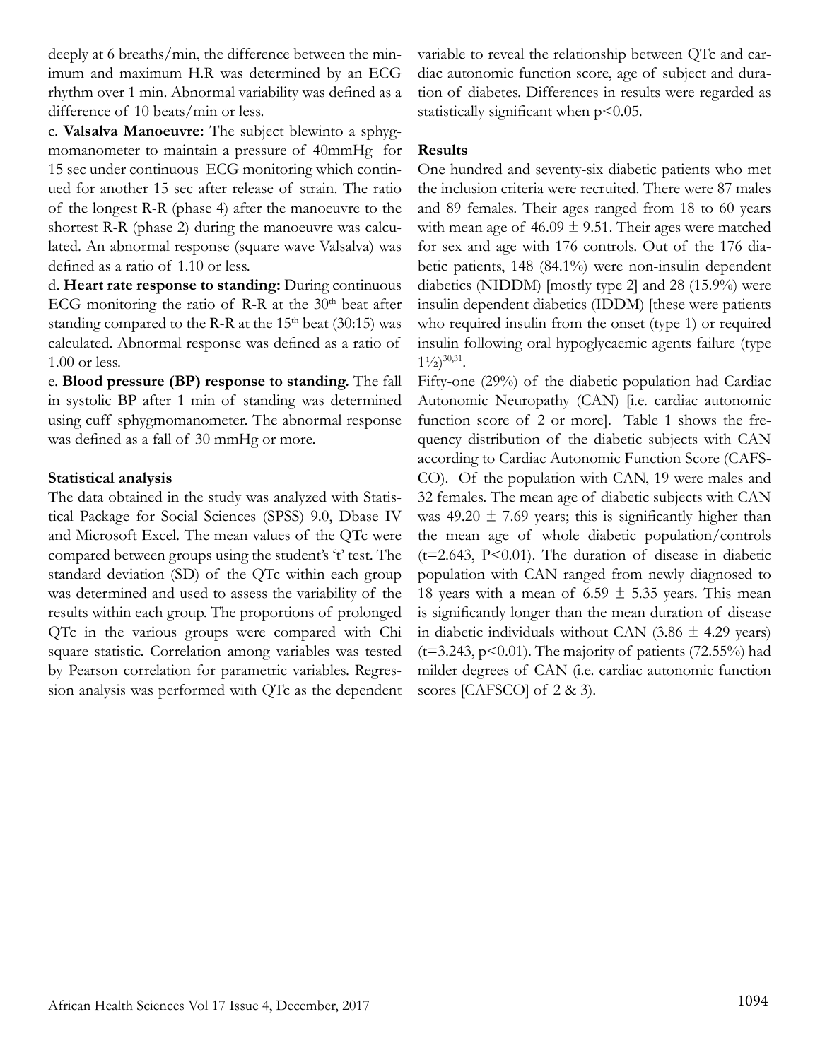deeply at 6 breaths/min, the difference between the minimum and maximum H.R was determined by an ECG rhythm over 1 min. Abnormal variability was defined as a difference of 10 beats/min or less.

c. **Valsalva Manoeuvre:** The subject blewinto a sphygmomanometer to maintain a pressure of 40mmHg for 15 sec under continuous ECG monitoring which continued for another 15 sec after release of strain. The ratio of the longest R-R (phase 4) after the manoeuvre to the shortest R-R (phase 2) during the manoeuvre was calculated. An abnormal response (square wave Valsalva) was defined as a ratio of 1.10 or less.

d. **Heart rate response to standing:** During continuous ECG monitoring the ratio of R-R at the $30^{th}$ beat after standing compared to the R-R at the $15^{th}$ beat (30:15) was calculated. Abnormal response was defined as a ratio of 1.00 or less.

e. **Blood pressure (BP) response to standing.** The fall in systolic BP after 1 min of standing was determined using cuff sphygmomanometer. The abnormal response was defined as a fall of 30 mmHg or more.

**Statistical analysis**

The data obtained in the study was analyzed with Statistical Package for Social Sciences (SPSS) 9.0, Dbase IV and Microsoft Excel. The mean values of the QTc were compared between groups using the student's 't' test. The standard deviation (SD) of the QTc within each group was determined and used to assess the variability of the results within each group. The proportions of prolonged QTc in the various groups were compared with Chi square statistic. Correlation among variables was tested by Pearson correlation for parametric variables. Regression analysis was performed with QTc as the dependent variable to reveal the relationship between QTc and cardiac autonomic function score, age of subject and duration of diabetes. Differences in results were regarded as statistically significant when $p<0.05$.

**Results**

One hundred and seventy-six diabetic patients who met the inclusion criteria were recruited. There were 87 males and 89 females. Their ages ranged from 18 to 60 years with mean age of $46.09 \pm 9.51$. Their ages were matched for sex and age with 176 controls. Out of the 176 diabetic patients, 148 (84.1%) were non-insulin dependent diabetics (NIDDM) [mostly type 2] and 28 (15.9%) were insulin dependent diabetics (IDDM) [these were patients who required insulin from the onset (type 1) or required insulin following oral hypoglycaemic agents failure (type 1½)[30,31].

Fifty-one (29%) of the diabetic population had Cardiac Autonomic Neuropathy (CAN) [i.e. cardiac autonomic function score of 2 or more]. Table 1 shows the frequency distribution of the diabetic subjects with CAN according to Cardiac Autonomic Function Score (CAFSCO). Of the population with CAN, 19 were males and 32 females. The mean age of diabetic subjects with CAN was $49.20 \pm 7.69$ years; this is significantly higher than the mean age of whole diabetic population/controls ($t=2.643$, $P<0.01$). The duration of disease in diabetic population with CAN ranged from newly diagnosed to 18 years with a mean of $6.59 \pm 5.35$ years. This mean is significantly longer than the mean duration of disease in diabetic individuals without CAN ($3.86 \pm 4.29$ years) ($t=3.243$, $p<0.01$). The majority of patients (72.55%) had milder degrees of CAN (i.e. cardiac autonomic function scores [CAFSCO] of 2 & 3).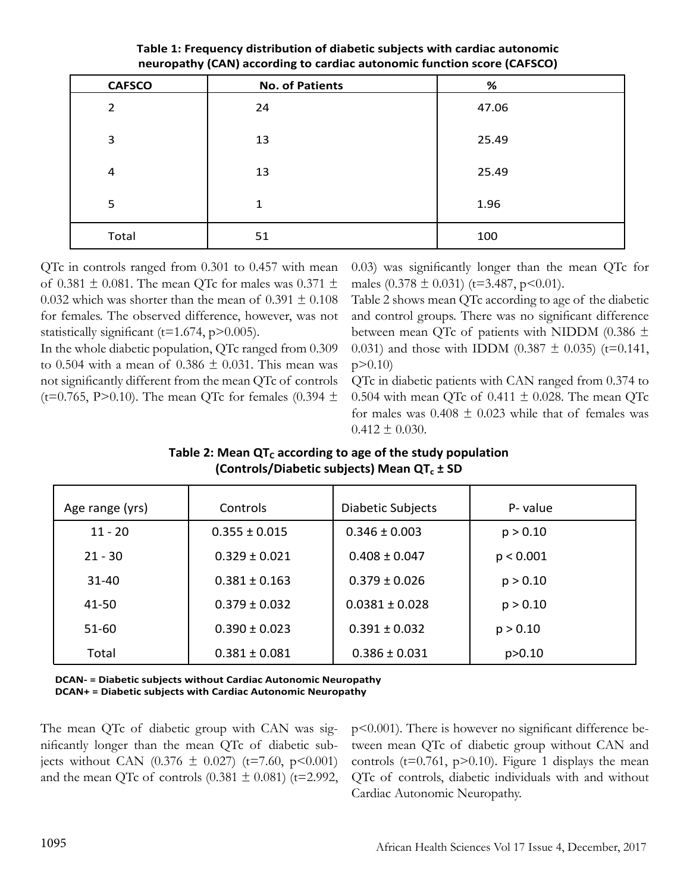**Table 1: Frequency distribution of diabetic subjects with cardiac autonomic neuropathy (CAN) according to cardiac autonomic function score (CAFSCO)**

| CAFSCO | No. of Patients | % |
|---|---|---|
| 2 | 24 | 47.06 |
| 3 | 13 | 25.49 |
| 4 | 13 | 25.49 |
| 5 | 1 | 1.96 |
| Total | 51 | 100 |

QTc in controls ranged from 0.301 to 0.457 with mean of 0.381 ± 0.081. The mean QTc for males was 0.371 ± 0.032 which was shorter than the mean of 0.391 ± 0.108 for females. The observed difference, however, was not statistically significant ($t=1.674$, $p>0.005$).

In the whole diabetic population, QTc ranged from 0.309 to 0.504 with a mean of 0.386 ± 0.031. This mean was not significantly different from the mean QTc of controls ($t=0.765$, $P>0.10$). The mean QTc for females (0.394 ± 0.03) was significantly longer than the mean QTc for males (0.378 ± 0.031) ($t=3.487$, $p<0.01$).

Table 2 shows mean QTc according to age of the diabetic and control groups. There was no significant difference between mean QTc of patients with NIDDM (0.386 ± 0.031) and those with IDDM (0.387 ± 0.035) ($t=0.141$, $p>0.10$)

QTc in diabetic patients with CAN ranged from 0.374 to 0.504 with mean QTc of 0.411 ± 0.028. The mean QTc for males was 0.408 ± 0.023 while that of females was 0.412 ± 0.030.

**Table 2: Mean $QT_C$ according to age of the study population (Controls/Diabetic subjects) Mean $QT_c$ ± SD**

| Age range (yrs) | Controls | Diabetic Subjects | P- value |
|---|---|---|---|
| 11 - 20 | 0.355 ± 0.015 | 0.346 ± 0.003 | p > 0.10 |
| 21 - 30 | 0.329 ± 0.021 | 0.408 ± 0.047 | p < 0.001 |
| 31-40 | 0.381 ± 0.163 | 0.379 ± 0.026 | p > 0.10 |
| 41-50 | 0.379 ± 0.032 | 0.0381 ± 0.028 | p > 0.10 |
| 51-60 | 0.390 ± 0.023 | 0.391 ± 0.032 | p > 0.10 |
| Total | 0.381 ± 0.081 | 0.386 ± 0.031 | p>0.10 |

**DCAN- = Diabetic subjects without Cardiac Autonomic Neuropathy**
**DCAN+ = Diabetic subjects with Cardiac Autonomic Neuropathy**

The mean QTc of diabetic group with CAN was significantly longer than the mean QTc of diabetic subjects without CAN (0.376 ± 0.027) ($t=7.60$, $p<0.001$) and the mean QTc of controls (0.381 ± 0.081) ($t=2.992$, $p<0.001$). There is however no significant difference between mean QTc of diabetic group without CAN and controls ($t=0.761$, $p>0.10$). Figure 1 displays the mean QTc of controls, diabetic individuals with and without Cardiac Autonomic Neuropathy.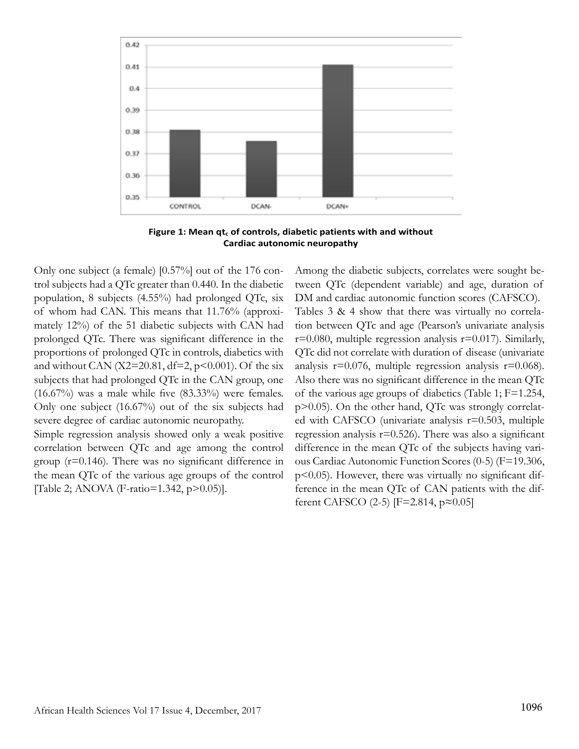Figure 1: Mean $qt_c$ of controls, diabetic patients with and without Cardiac autonomic neuropathy

Only one subject (a female) [0.57%] out of the 176 control subjects had a QTc greater than 0.440. In the diabetic population, 8 subjects (4.55%) had prolonged QTc, six of whom had CAN. This means that 11.76% (approximately 12%) of the 51 diabetic subjects with CAN had prolonged QTc. There was significant difference in the proportions of prolonged QTc in controls, diabetics with and without CAN ($X2=20.81$, $df=2$, $p<0.001$). Of the six subjects that had prolonged QTc in the CAN group, one (16.67%) was a male while five (83.33%) were females. Only one subject (16.67%) out of the six subjects had severe degree of cardiac autonomic neuropathy.

Simple regression analysis showed only a weak positive correlation between QTc and age among the control group ($r=0.146$). There was no significant difference in the mean QTc of the various age groups of the control [Table 2; ANOVA (F-ratio=1.342, $p>0.05$)].

Among the diabetic subjects, correlates were sought between QTc (dependent variable) and age, duration of DM and cardiac autonomic function scores (CAFSCO).

Tables 3 & 4 show that there was virtually no correlation between QTc and age (Pearson's univariate analysis $r=0.080$, multiple regression analysis $r=0.017$). Similarly, QTc did not correlate with duration of disease (univariate analysis $r=0.076$, multiple regression analysis $r=0.068$). Also there was no significant difference in the mean QTc of the various age groups of diabetics (Table 1; $F=1.254$, $p>0.05$). On the other hand, QTc was strongly correlated with CAFSCO (univariate analysis $r=0.503$, multiple regression analysis $r=0.526$). There was also a significant difference in the mean QTc of the subjects having various Cardiac Autonomic Function Scores (0-5) ($F=19.306$, $p<0.05$). However, there was virtually no significant difference in the mean QTc of CAN patients with the different CAFSCO (2-5) [$F=2.814$, $p\approx0.05$]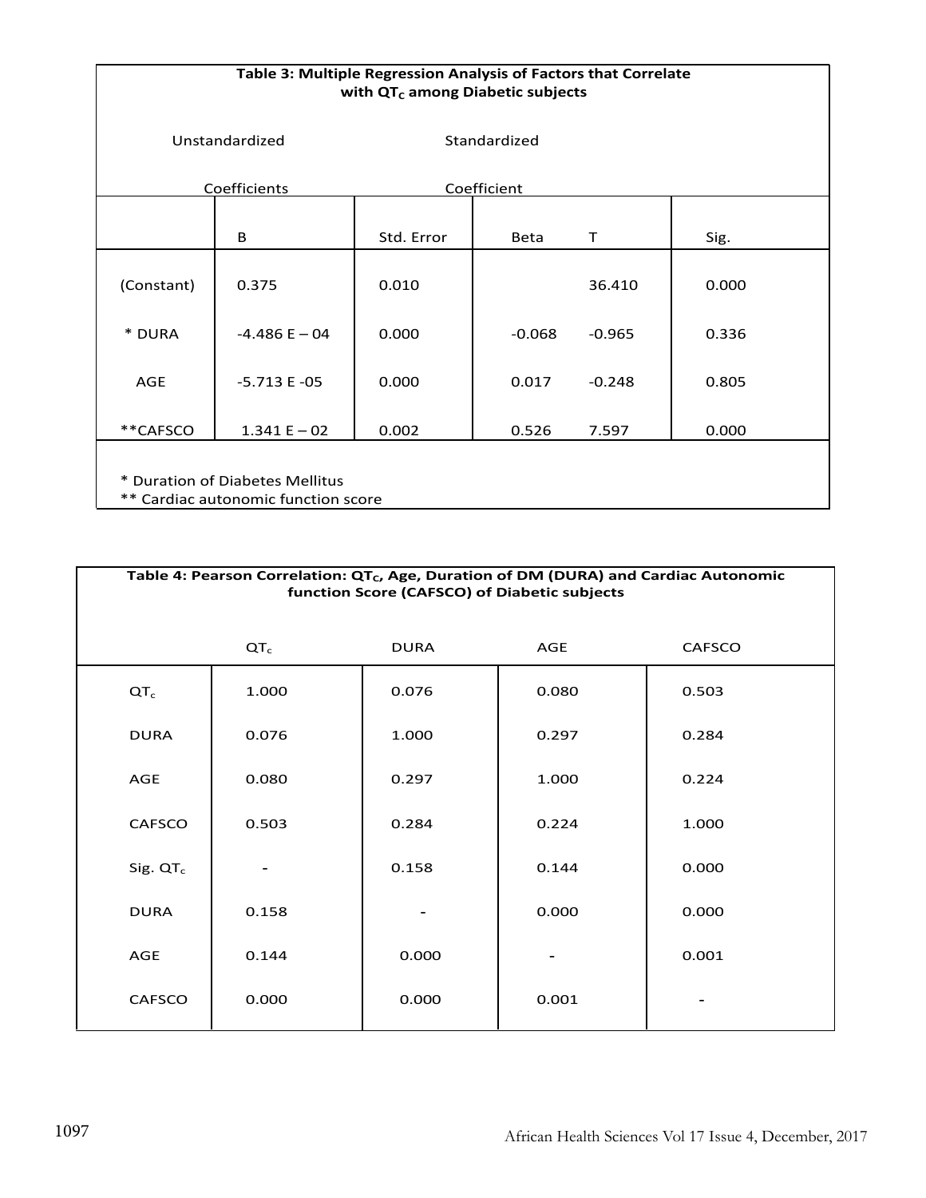**Table 3: Multiple Regression Analysis of Factors that Correlate with $QT_C$ among Diabetic subjects**

| | Unstandardized Coefficients | | Standardized Coefficient | | |
|---|---|---|---|---|---|
| | B | Std. Error | Beta | T | Sig. |
| (Constant) | 0.375 | 0.010 | | 36.410 | 0.000 |
| * DURA | -4.486 E – 04 | 0.000 | -0.068 | -0.965 | 0.336 |
| AGE | -5.713 E -05 | 0.000 | 0.017 | -0.248 | 0.805 |
| **CAFSCO | 1.341 E – 02 | 0.002 | 0.526 | 7.597 | 0.000 |

* Duration of Diabetes Mellitus
** Cardiac autonomic function score

**Table 4: Pearson Correlation: $QT_C$, Age, Duration of DM (DURA) and Cardiac Autonomic function Score (CAFSCO) of Diabetic subjects**

| | $QT_c$ | DURA | AGE | CAFSCO |
|---|---|---|---|---|
| $QT_c$ | 1.000 | 0.076 | 0.080 | 0.503 |
| DURA | 0.076 | 1.000 | 0.297 | 0.284 |
| AGE | 0.080 | 0.297 | 1.000 | 0.224 |
| CAFSCO | 0.503 | 0.284 | 0.224 | 1.000 |
| Sig. $QT_c$ | - | 0.158 | 0.144 | 0.000 |
| DURA | 0.158 | - | 0.000 | 0.000 |
| AGE | 0.144 | 0.000 | - | 0.001 |
| CAFSCO | 0.000 | 0.000 | 0.001 | - |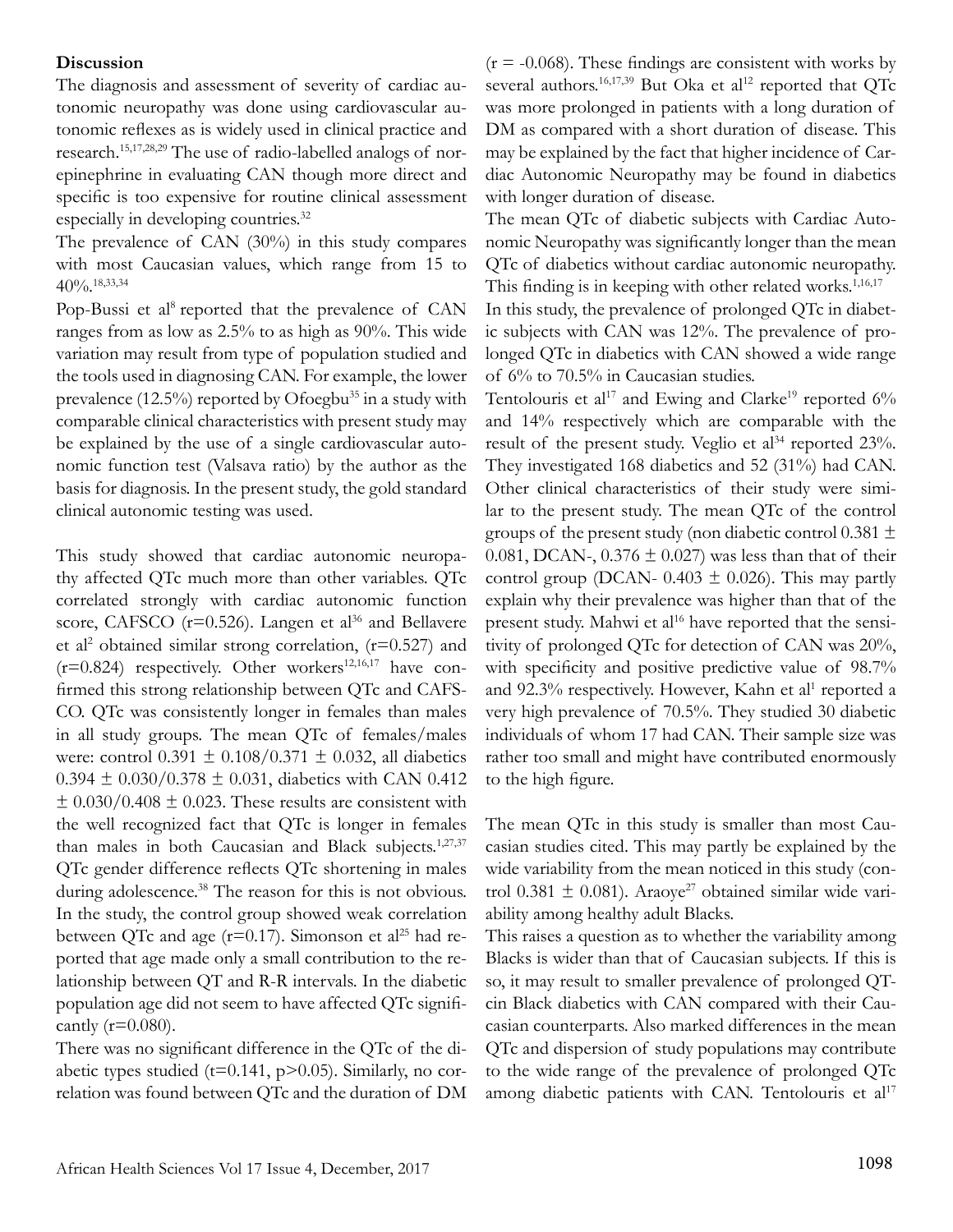**Discussion**

The diagnosis and assessment of severity of cardiac autonomic neuropathy was done using cardiovascular autonomic reflexes as is widely used in clinical practice and research.[15,17,28,29] The use of radio-labelled analogs of norepinephrine in evaluating CAN though more direct and specific is too expensive for routine clinical assessment especially in developing countries.[32]

The prevalence of CAN (30%) in this study compares with most Caucasian values, which range from 15 to 40%.[18,33,34]

Pop-Bussi et al[8] reported that the prevalence of CAN ranges from as low as 2.5% to as high as 90%. This wide variation may result from type of population studied and the tools used in diagnosing CAN. For example, the lower prevalence (12.5%) reported by Ofoegbu[35] in a study with comparable clinical characteristics with present study may be explained by the use of a single cardiovascular autonomic function test (Valsava ratio) by the author as the basis for diagnosis. In the present study, the gold standard clinical autonomic testing was used.

This study showed that cardiac autonomic neuropathy affected QTc much more than other variables. QTc correlated strongly with cardiac autonomic function score, CAFSCO (r=0.526). Langen et al[36] and Bellavere et al[2] obtained similar strong correlation, (r=0.527) and (r=0.824) respectively. Other workers[12,16,17] have confirmed this strong relationship between QTc and CAFSCO. QTc was consistently longer in females than males in all study groups. The mean QTc of females/males were: control 0.391 ± 0.108/0.371 ± 0.032, all diabetics 0.394 ± 0.030/0.378 ± 0.031, diabetics with CAN 0.412 ± 0.030/0.408 ± 0.023. These results are consistent with the well recognized fact that QTc is longer in females than males in both Caucasian and Black subjects.[1,27,37] QTc gender difference reflects QTc shortening in males during adolescence.[38] The reason for this is not obvious. In the study, the control group showed weak correlation between QTc and age (r=0.17). Simonson et al[25] had reported that age made only a small contribution to the relationship between QT and R-R intervals. In the diabetic population age did not seem to have affected QTc significantly (r=0.080).

There was no significant difference in the QTc of the diabetic types studied (t=0.141, p>0.05). Similarly, no correlation was found between QTc and the duration of DM (r = -0.068). These findings are consistent with works by several authors.[16,17,39] But Oka et al[12] reported that QTc was more prolonged in patients with a long duration of DM as compared with a short duration of disease. This may be explained by the fact that higher incidence of Cardiac Autonomic Neuropathy may be found in diabetics with longer duration of disease.

The mean QTc of diabetic subjects with Cardiac Autonomic Neuropathy was significantly longer than the mean QTc of diabetics without cardiac autonomic neuropathy. This finding is in keeping with other related works.[1,16,17]

In this study, the prevalence of prolonged QTc in diabetic subjects with CAN was 12%. The prevalence of prolonged QTc in diabetics with CAN showed a wide range of 6% to 70.5% in Caucasian studies.

Tentolouris et al[17] and Ewing and Clarke[19] reported 6% and 14% respectively which are comparable with the result of the present study. Veglio et al[34] reported 23%. They investigated 168 diabetics and 52 (31%) had CAN. Other clinical characteristics of their study were similar to the present study. The mean QTc of the control groups of the present study (non diabetic control 0.381 ± 0.081, DCAN-, 0.376 ± 0.027) was less than that of their control group (DCAN- 0.403 ± 0.026). This may partly explain why their prevalence was higher than that of the present study. Mahwi et al[16] have reported that the sensitivity of prolonged QTc for detection of CAN was 20%, with specificity and positive predictive value of 98.7% and 92.3% respectively. However, Kahn et al[1] reported a very high prevalence of 70.5%. They studied 30 diabetic individuals of whom 17 had CAN. Their sample size was rather too small and might have contributed enormously to the high figure.

The mean QTc in this study is smaller than most Caucasian studies cited. This may partly be explained by the wide variability from the mean noticed in this study (control 0.381 ± 0.081). Araoye[27] obtained similar wide variability among healthy adult Blacks.

This raises a question as to whether the variability among Blacks is wider than that of Caucasian subjects. If this is so, it may result to smaller prevalence of prolonged QTcin Black diabetics with CAN compared with their Caucasian counterparts. Also marked differences in the mean QTc and dispersion of study populations may contribute to the wide range of the prevalence of prolonged QTc among diabetic patients with CAN. Tentolouris et al[17]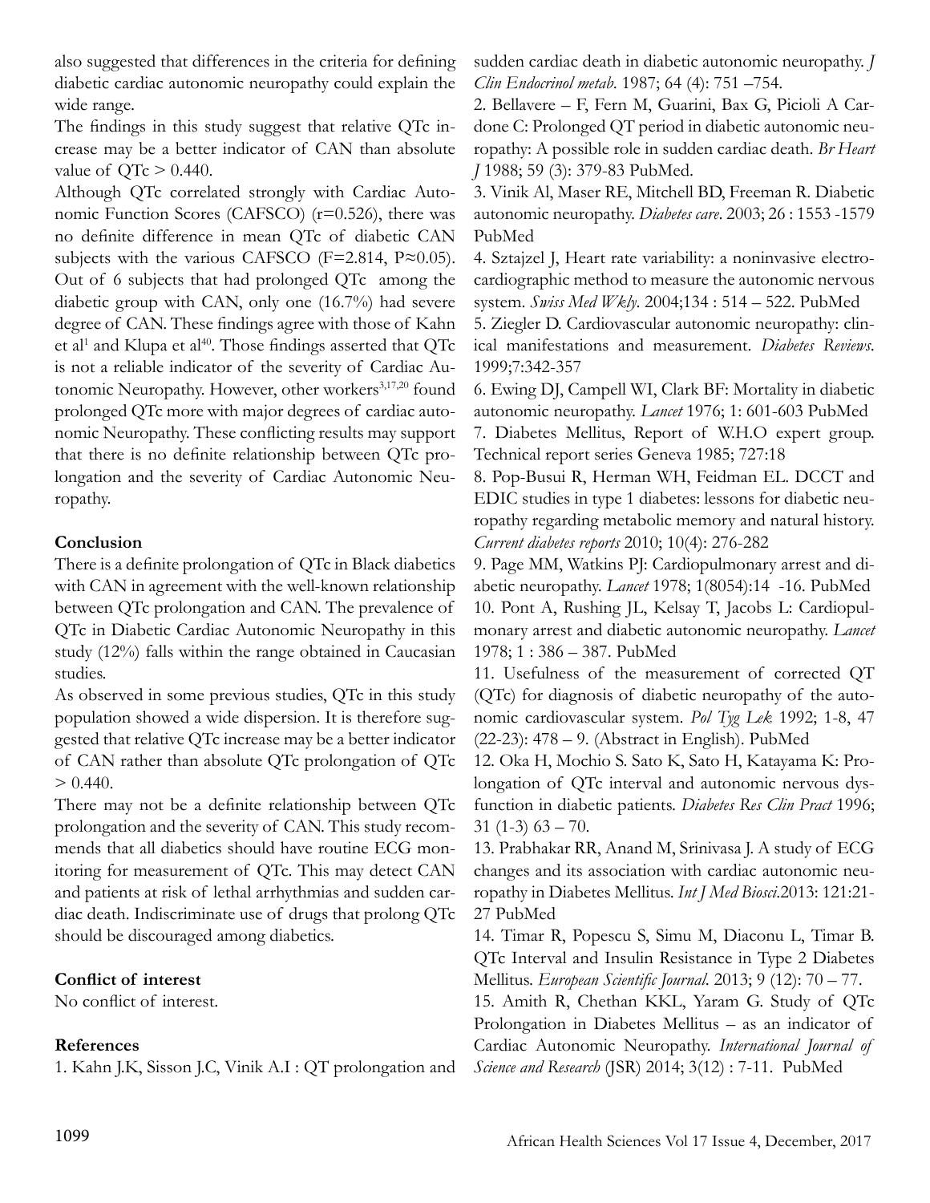also suggested that differences in the criteria for defining diabetic cardiac autonomic neuropathy could explain the wide range.

The findings in this study suggest that relative QTc increase may be a better indicator of CAN than absolute value of QTc > 0.440.

Although QTc correlated strongly with Cardiac Autonomic Function Scores (CAFSCO) ($r=0.526$), there was no definite difference in mean QTc of diabetic CAN subjects with the various CAFSCO ($F=2.814$, $P\approx0.05$). Out of 6 subjects that had prolonged QTc among the diabetic group with CAN, only one (16.7%) had severe degree of CAN. These findings agree with those of Kahn et al[1] and Klupa et al[40]. Those findings asserted that QTc is not a reliable indicator of the severity of Cardiac Autonomic Neuropathy. However, other workers[3,17,20] found prolonged QTc more with major degrees of cardiac autonomic Neuropathy. These conflicting results may support that there is no definite relationship between QTc prolongation and the severity of Cardiac Autonomic Neuropathy.

## Conclusion

There is a definite prolongation of QTc in Black diabetics with CAN in agreement with the well-known relationship between QTc prolongation and CAN. The prevalence of QTc in Diabetic Cardiac Autonomic Neuropathy in this study (12%) falls within the range obtained in Caucasian studies.

As observed in some previous studies, QTc in this study population showed a wide dispersion. It is therefore suggested that relative QTc increase may be a better indicator of CAN rather than absolute QTc prolongation of QTc > 0.440.

There may not be a definite relationship between QTc prolongation and the severity of CAN. This study recommends that all diabetics should have routine ECG monitoring for measurement of QTc. This may detect CAN and patients at risk of lethal arrhythmias and sudden cardiac death. Indiscriminate use of drugs that prolong QTc should be discouraged among diabetics.

## Conflict of interest

No conflict of interest.

## References

1. Kahn J.K, Sisson J.C, Vinik A.I : QT prolongation and sudden cardiac death in diabetic autonomic neuropathy. *J Clin Endocrinol metab*. 1987; 64 (4): 751 –754.

2. Bellavere – F, Fern M, Guarini, Bax G, Picioli A Cardone C: Prolonged QT period in diabetic autonomic neuropathy: A possible role in sudden cardiac death. *Br Heart J* 1988; 59 (3): 379-83 PubMed.

3. Vinik Al, Maser RE, Mitchell BD, Freeman R. Diabetic autonomic neuropathy. *Diabetes care*. 2003; 26 : 1553 -1579 PubMed

4. Sztajzel J, Heart rate variability: a noninvasive electrocardiographic method to measure the autonomic nervous system. *Swiss Med Wkly*. 2004;134 : 514 – 522. PubMed

5. Ziegler D. Cardiovascular autonomic neuropathy: clinical manifestations and measurement. *Diabetes Reviews*. 1999;7:342-357

6. Ewing DJ, Campell WI, Clark BF: Mortality in diabetic autonomic neuropathy. *Lancet* 1976; 1: 601-603 PubMed

7. Diabetes Mellitus, Report of W.H.O expert group. Technical report series Geneva 1985; 727:18

8. Pop-Busui R, Herman WH, Feidman EL. DCCT and EDIC studies in type 1 diabetes: lessons for diabetic neuropathy regarding metabolic memory and natural history. *Current diabetes reports* 2010; 10(4): 276-282

9. Page MM, Watkins PJ: Cardiopulmonary arrest and diabetic neuropathy. *Lancet* 1978; 1(8054):14 -16. PubMed

10. Pont A, Rushing JL, Kelsay T, Jacobs L: Cardiopulmonary arrest and diabetic autonomic neuropathy. *Lancet* 1978; 1 : 386 – 387. PubMed

11. Usefulness of the measurement of corrected QT (QTc) for diagnosis of diabetic neuropathy of the autonomic cardiovascular system. *Pol Tyg Lek* 1992; 1-8, 47 (22-23): 478 – 9. (Abstract in English). PubMed

12. Oka H, Mochio S. Sato K, Sato H, Katayama K: Prolongation of QTc interval and autonomic nervous dysfunction in diabetic patients. *Diabetes Res Clin Pract* 1996; 31 (1-3) 63 – 70.

13. Prabhakar RR, Anand M, Srinivasa J. A study of ECG changes and its association with cardiac autonomic neuropathy in Diabetes Mellitus. *Int J Med Biosci*.2013: 121:21-27 PubMed

14. Timar R, Popescu S, Simu M, Diaconu L, Timar B. QTc Interval and Insulin Resistance in Type 2 Diabetes Mellitus. *European Scientific Journal*. 2013; 9 (12): 70 – 77.

15. Amith R, Chethan KKL, Yaram G. Study of QTc Prolongation in Diabetes Mellitus – as an indicator of Cardiac Autonomic Neuropathy. *International Journal of Science and Research* (JSR) 2014; 3(12) : 7-11. PubMed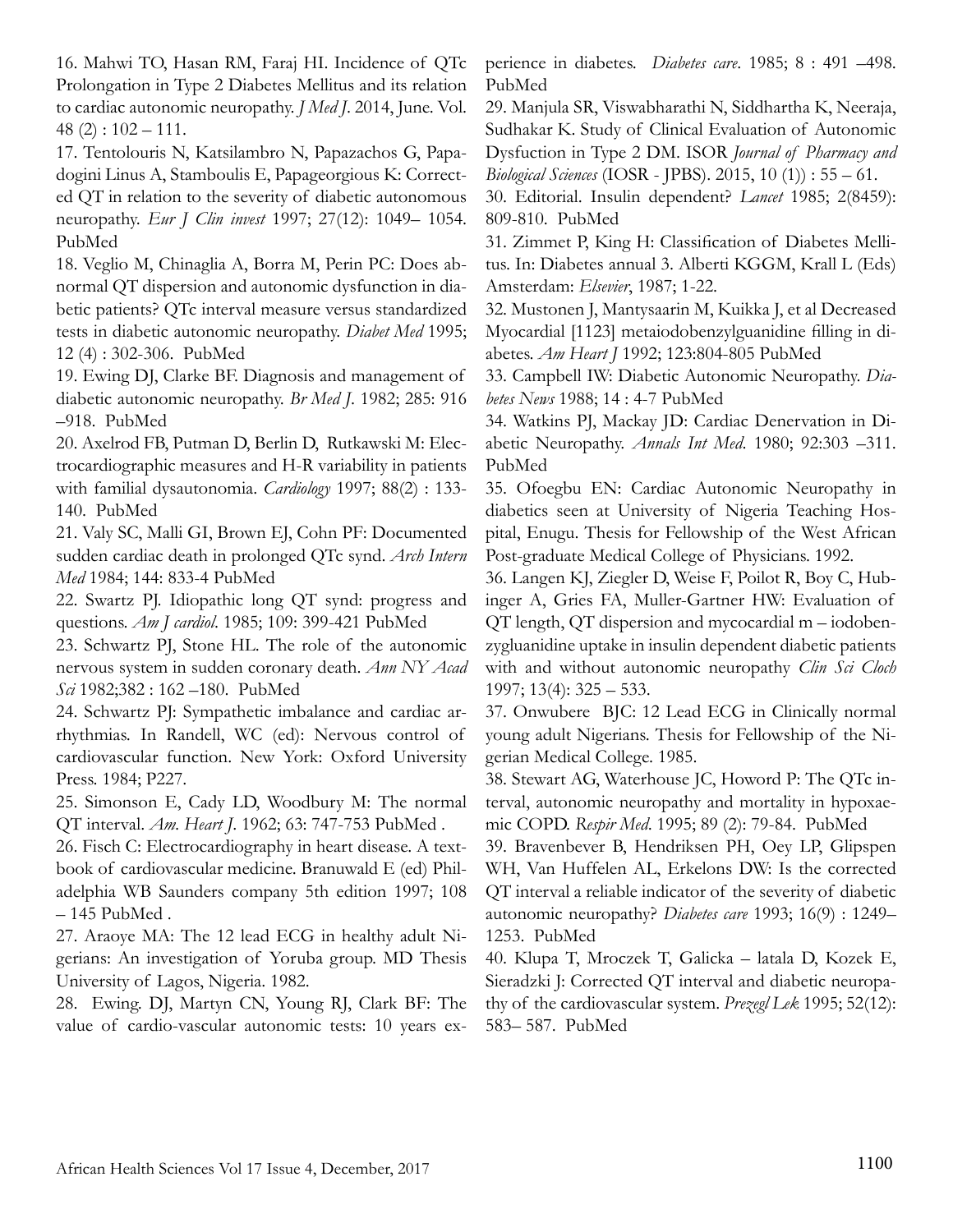16. Mahwi TO, Hasan RM, Faraj HI. Incidence of QTc Prolongation in Type 2 Diabetes Mellitus and its relation to cardiac autonomic neuropathy. *J Med J*. 2014, June. Vol. 48 (2) : 102 – 111.

17. Tentolouris N, Katsilambro N, Papazachos G, Papadogini Linus A, Stamboulis E, Papageorgious K: Corrected QT in relation to the severity of diabetic autonomous neuropathy. *Eur J Clin invest* 1997; 27(12): 1049– 1054. PubMed

18. Veglio M, Chinaglia A, Borra M, Perin PC: Does abnormal QT dispersion and autonomic dysfunction in diabetic patients? QTc interval measure versus standardized tests in diabetic autonomic neuropathy. *Diabet Med* 1995; 12 (4) : 302-306. PubMed

19. Ewing DJ, Clarke BF. Diagnosis and management of diabetic autonomic neuropathy. *Br Med J*. 1982; 285: 916 –918. PubMed

20. Axelrod FB, Putman D, Berlin D, Rutkawski M: Electrocardiographic measures and H-R variability in patients with familial dysautonomia. *Cardiology* 1997; 88(2) : 133-140. PubMed

21. Valy SC, Malli GI, Brown EJ, Cohn PF: Documented sudden cardiac death in prolonged QTc synd. *Arch Intern Med* 1984; 144: 833-4 PubMed

22. Swartz PJ. Idiopathic long QT synd: progress and questions. *Am J cardiol*. 1985; 109: 399-421 PubMed

23. Schwartz PJ, Stone HL. The role of the autonomic nervous system in sudden coronary death. *Ann NY Acad Sci* 1982;382 : 162 –180. PubMed

24. Schwartz PJ: Sympathetic imbalance and cardiac arrhythmias. In Randell, WC (ed): Nervous control of cardiovascular function. New York: Oxford University Press. 1984; P227.

25. Simonson E, Cady LD, Woodbury M: The normal QT interval. *Am. Heart J*. 1962; 63: 747-753 PubMed .

26. Fisch C: Electrocardiography in heart disease. A textbook of cardiovascular medicine. Branuwald E (ed) Philadelphia WB Saunders company 5th edition 1997; 108 – 145 PubMed .

27. Araoye MA: The 12 lead ECG in healthy adult Nigerians: An investigation of Yoruba group. MD Thesis University of Lagos, Nigeria. 1982.

28. Ewing. DJ, Martyn CN, Young RJ, Clark BF: The value of cardio-vascular autonomic tests: 10 years experience in diabetes. *Diabetes care*. 1985; 8 : 491 –498. PubMed

29. Manjula SR, Viswabharathi N, Siddhartha K, Neeraja, Sudhakar K. Study of Clinical Evaluation of Autonomic Dysfuction in Type 2 DM. ISOR *Journal of Pharmacy and Biological Sciences* (IOSR - JPBS). 2015, 10 (1)) : 55 – 61.

30. Editorial. Insulin dependent? *Lancet* 1985; 2(8459): 809-810. PubMed

31. Zimmet P, King H: Classification of Diabetes Mellitus. In: Diabetes annual 3. Alberti KGGM, Krall L (Eds) Amsterdam: *Elsevier*, 1987; 1-22.

32. Mustonen J, Mantysaarin M, Kuikka J, et al Decreased Myocardial [1123] metaiodobenzylguanidine filling in diabetes. *Am Heart J* 1992; 123:804-805 PubMed

33. Campbell IW: Diabetic Autonomic Neuropathy. *Diabetes News* 1988; 14 : 4-7 PubMed

34. Watkins PJ, Mackay JD: Cardiac Denervation in Diabetic Neuropathy. *Annals Int Med*. 1980; 92:303 –311. PubMed

35. Ofoegbu EN: Cardiac Autonomic Neuropathy in diabetics seen at University of Nigeria Teaching Hospital, Enugu. Thesis for Fellowship of the West African Post-graduate Medical College of Physicians. 1992.

36. Langen KJ, Ziegler D, Weise F, Poilot R, Boy C, Hubinger A, Gries FA, Muller-Gartner HW: Evaluation of QT length, QT dispersion and mycocardial m – iodobenzygluanidine uptake in insulin dependent diabetic patients with and without autonomic neuropathy *Clin Sci Cloch* 1997; 13(4): 325 – 533.

37. Onwubere BJC: 12 Lead ECG in Clinically normal young adult Nigerians. Thesis for Fellowship of the Nigerian Medical College. 1985.

38. Stewart AG, Waterhouse JC, Howord P: The QTc interval, autonomic neuropathy and mortality in hypoxaemic COPD. *Respir Med*. 1995; 89 (2): 79-84. PubMed

39. Bravenbever B, Hendriksen PH, Oey LP, Glipspen WH, Van Huffelen AL, Erkelons DW: Is the corrected QT interval a reliable indicator of the severity of diabetic autonomic neuropathy? *Diabetes care* 1993; 16(9) : 1249– 1253. PubMed

40. Klupa T, Mroczek T, Galicka – latala D, Kozek E, Sieradzki J: Corrected QT interval and diabetic neuropathy of the cardiovascular system. *Prezegl Lek* 1995; 52(12): 583– 587. PubMed